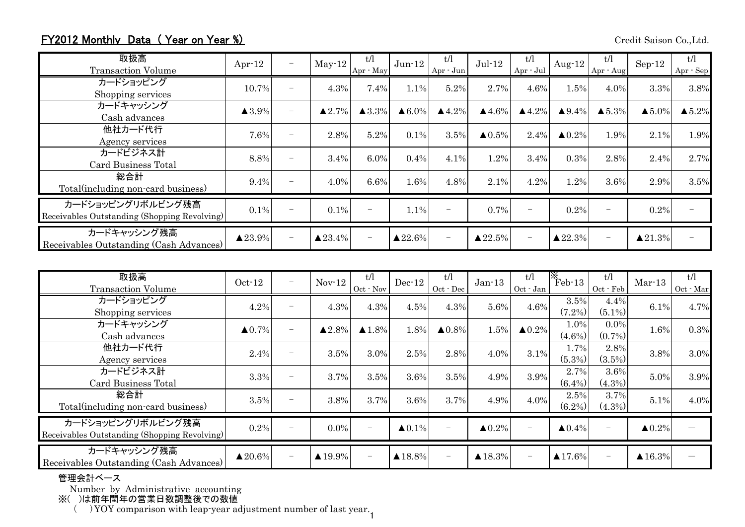## FY2012 Monthly Data ( Year on Year %)

Credit Saison Co.,Ltd.

| 取扱高<br>Transaction Volume | Apr-12 | － | May-12 | t/l<br>Apr - May | Jun-12 | t/l<br>Apr - Jun | Jul-12 | t/l<br>Apr - Jul | Aug-12 | t/l<br>Apr - Aug | Sep-12 | t/l<br>Apr - Sep |
|---|---|---|---|---|---|---|---|---|---|---|---|---|
| カードショッピング<br>Shopping services | 10.7% | － | 4.3% | 7.4% | 1.1% | 5.2% | 2.7% | 4.6% | 1.5% | 4.0% | 3.3% | 3.8% |
| カードキャッシング<br>Cash advances | ▲3.9% | － | ▲2.7% | ▲3.3% | ▲6.0% | ▲4.2% | ▲4.6% | ▲4.2% | ▲9.4% | ▲5.3% | ▲5.0% | ▲5.2% |
| 他社カード代行<br>Agency services | 7.6% | － | 2.8% | 5.2% | 0.1% | 3.5% | ▲0.5% | 2.4% | ▲0.2% | 1.9% | 2.1% | 1.9% |
| カードビジネス計<br>Card Business Total | 8.8% | － | 3.4% | 6.0% | 0.4% | 4.1% | 1.2% | 3.4% | 0.3% | 2.8% | 2.4% | 2.7% |
| 総合計<br>Total(including non-card business) | 9.4% | － | 4.0% | 6.6% | 1.6% | 4.8% | 2.1% | 4.2% | 1.2% | 3.6% | 2.9% | 3.5% |
| カードショッピングリボルビング残高<br>Receivables Outstanding (Shopping Revolving) | 0.1% | － | 0.1% | － | 1.1% | － | 0.7% | － | 0.2% | － | 0.2% | － |
| カードキャッシング残高<br>Receivables Outstanding (Cash Advances) | ▲23.9% | － | ▲23.4% | － | ▲22.6% | － | ▲22.5% | － | ▲22.3% | － | ▲21.3% | － |

| 取扱高<br>Transaction Volume | Oct-12 | － | Nov-12 | t/l<br>Oct - Nov | Dec-12 | t/l<br>Oct - Dec | Jan-13 | t/l<br>Oct - Jan | ※Feb-13 | t/l<br>Oct - Feb | Mar-13 | t/l<br>Oct - Mar |
|---|---|---|---|---|---|---|---|---|---|---|---|---|
| カードショッピング<br>Shopping services | 4.2% | － | 4.3% | 4.3% | 4.5% | 4.3% | 5.6% | 4.6% | 3.5%<br>(7.2%) | 4.4%<br>(5.1%) | 6.1% | 4.7% |
| カードキャッシング<br>Cash advances | ▲0.7% | － | ▲2.8% | ▲1.8% | 1.8% | ▲0.8% | 1.5% | ▲0.2% | 1.0%<br>(4.6%) | 0.0%<br>(0.7%) | 1.6% | 0.3% |
| 他社カード代行<br>Agency services | 2.4% | － | 3.5% | 3.0% | 2.5% | 2.8% | 4.0% | 3.1% | 1.7%<br>(5.3%) | 2.8%<br>(3.5%) | 3.8% | 3.0% |
| カードビジネス計<br>Card Business Total | 3.3% | － | 3.7% | 3.5% | 3.6% | 3.5% | 4.9% | 3.9% | 2.7%<br>(6.4%) | 3.6%<br>(4.3%) | 5.0% | 3.9% |
| 総合計<br>Total(including non-card business) | 3.5% | － | 3.8% | 3.7% | 3.6% | 3.7% | 4.9% | 4.0% | 2.5%<br>(6.2%) | 3.7%<br>(4.3%) | 5.1% | 4.0% |
| カードショッピングリボルビング残高<br>Receivables Outstanding (Shopping Revolving) | 0.2% | － | 0.0% | － | ▲0.1% | － | ▲0.2% | － | ▲0.4% | － | ▲0.2% | ― |
| カードキャッシング残高<br>Receivables Outstanding (Cash Advances) | ▲20.6% | － | ▲19.9% | － | ▲18.8% | － | ▲18.3% | － | ▲17.6% | － | ▲16.3% | ― |

管理会計ベース
Number by Administrative accounting
※( )は前年閏年の営業日数調整後での数値
( ) YOY comparison with leap-year adjustment number of last year.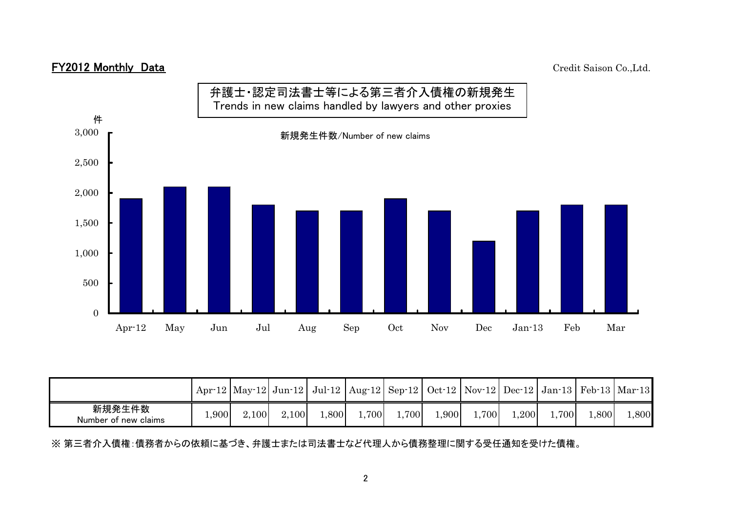**FY2012 Monthly Data**

Credit Saison Co.,Ltd.

## 弁護士・認定司法書士等による第三者介入債権の新規発生
Trends in new claims handled by lawyers and other proxies

件

3,000
2,500
2,000
1,500
1,000
500
0

新規発生件数/Number of new claims

Apr-12 May Jun Jul Aug Sep Oct Nov Dec Jan-13 Feb Mar

| | Apr-12 | May-12 | Jun-12 | Jul-12 | Aug-12 | Sep-12 | Oct-12 | Nov-12 | Dec-12 | Jan-13 | Feb-13 | Mar-13 |
|---|---|---|---|---|---|---|---|---|---|---|---|---|
| 新規発生件数 Number of new claims | 1,900 | 2,100 | 2,100 | 1,800 | 1,700 | 1,700 | 1,900 | 1,700 | 1,200 | 1,700 | 1,800 | 1,800 |

※ 第三者介入債権：債務者からの依頼に基づき、弁護士または司法書士など代理人から債務整理に関する受任通知を受けた債権。